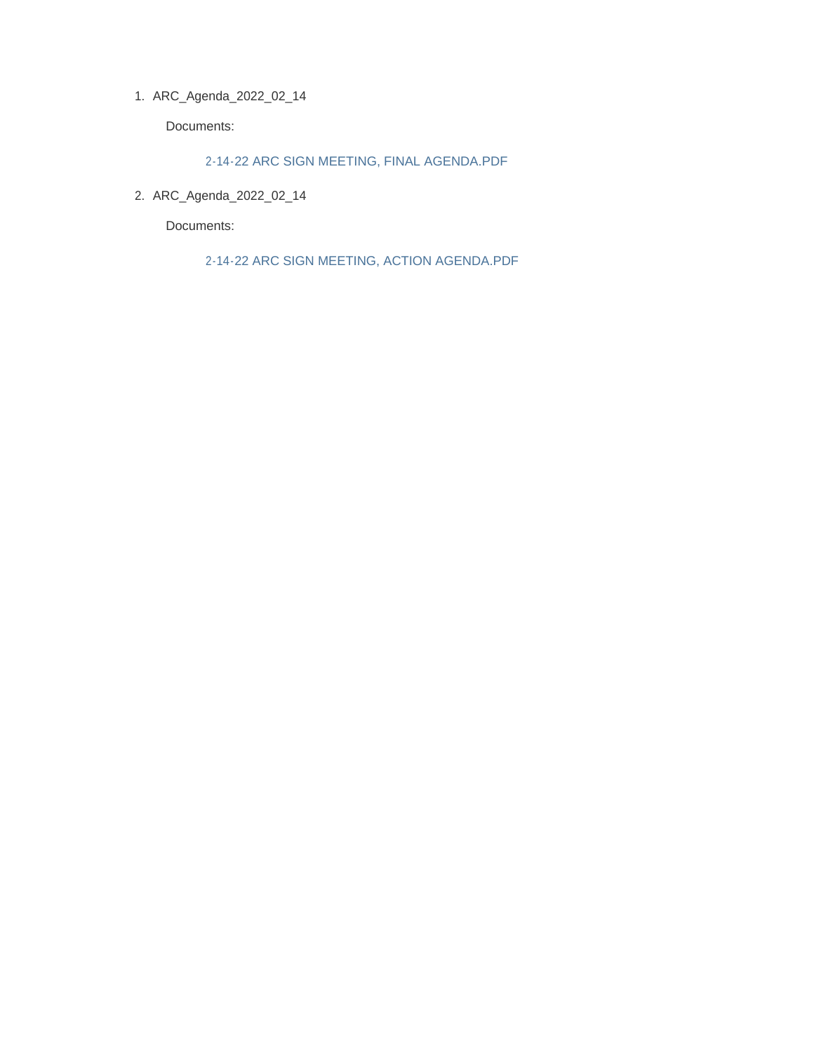1. ARC_Agenda_2022_02_14

   Documents:

   2-14-22 ARC SIGN MEETING, FINAL AGENDA.PDF

2. ARC_Agenda_2022_02_14

   Documents:

   2-14-22 ARC SIGN MEETING, ACTION AGENDA.PDF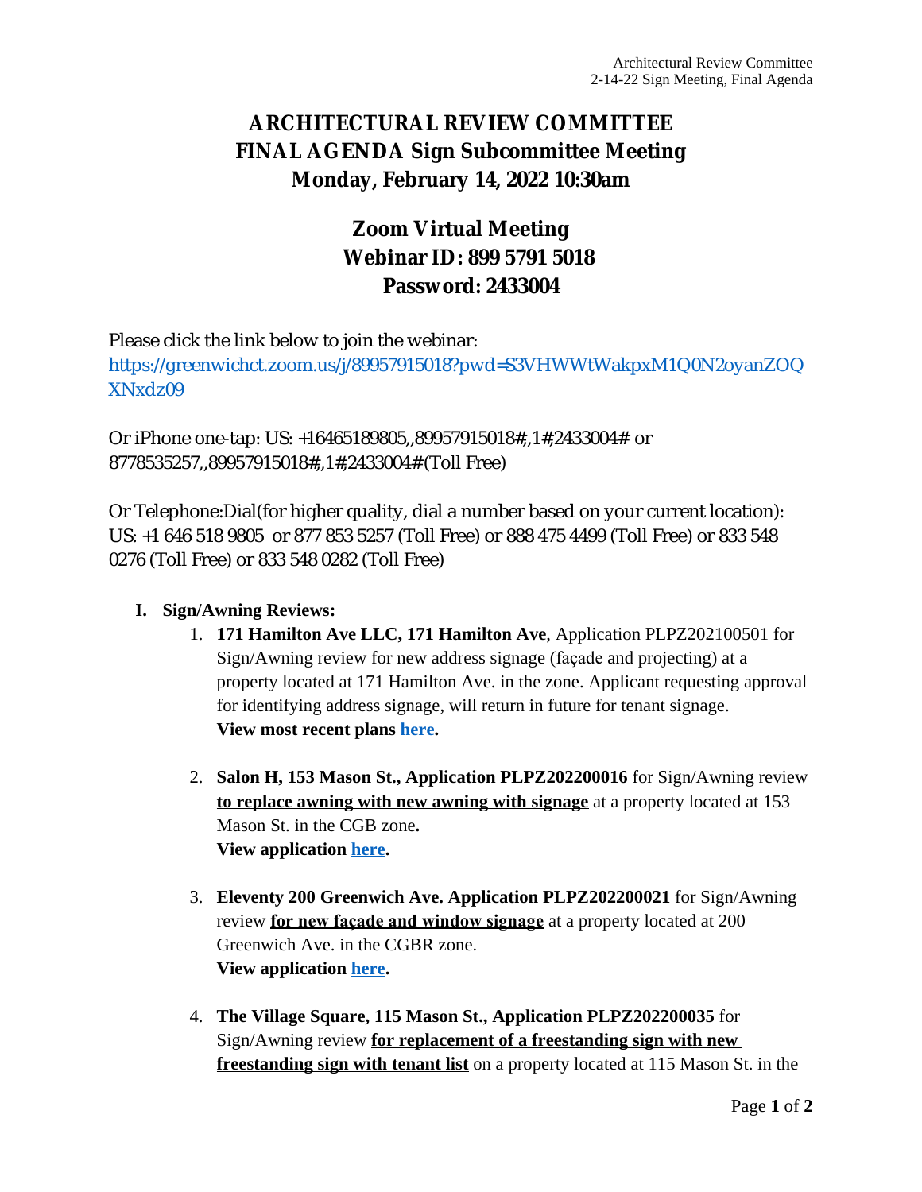# ARCHITECTURAL REVIEW COMMITTEE
# FINAL AGENDA Sign Subcommittee Meeting
# Monday, February 14, 2022 10:30am

## Zoom Virtual Meeting
## Webinar ID: 899 5791 5018
## Password: 2433004

Please click the link below to join the webinar:
[https://greenwichct.zoom.us/j/89957915018?pwd=S3VHWWtWakpxM1Q0N2oyanZOQXNxdz09](https://greenwichct.zoom.us/j/89957915018?pwd=S3VHWWtWakpxM1Q0N2oyanZOQXNxdz09)

Or iPhone one-tap: US: +16465189805,,89957915018#,,1#,2433004# or 8778535257,,89957915018#,,1#,2433004# (Toll Free)

Or Telephone:Dial(for higher quality, dial a number based on your current location): US: +1 646 518 9805 or 877 853 5257 (Toll Free) or 888 475 4499 (Toll Free) or 833 548 0276 (Toll Free) or 833 548 0282 (Toll Free)

**I. Sign/Awning Reviews:**

1. **171 Hamilton Ave LLC, 171 Hamilton Ave**, Application PLPZ202100501 for Sign/Awning review for new address signage (façade and projecting) at a property located at 171 Hamilton Ave. in the zone. Applicant requesting approval for identifying address signage, will return in future for tenant signage.
   **View most recent plans [here](#).**

2. **Salon H, 153 Mason St., Application PLPZ202200016** for Sign/Awning review **<u>to replace awning with new awning with signage</u>** at a property located at 153 Mason St. in the CGB zone**.**
   **View application [here](#).**

3. **Eleventy 200 Greenwich Ave. Application PLPZ202200021** for Sign/Awning review **<u>for new façade and window signage</u>** at a property located at 200 Greenwich Ave. in the CGBR zone.
   **View application [here](#).**

4. **The Village Square, 115 Mason St., Application PLPZ202200035** for Sign/Awning review **<u>for replacement of a freestanding sign with new freestanding sign with tenant list</u>** on a property located at 115 Mason St. in the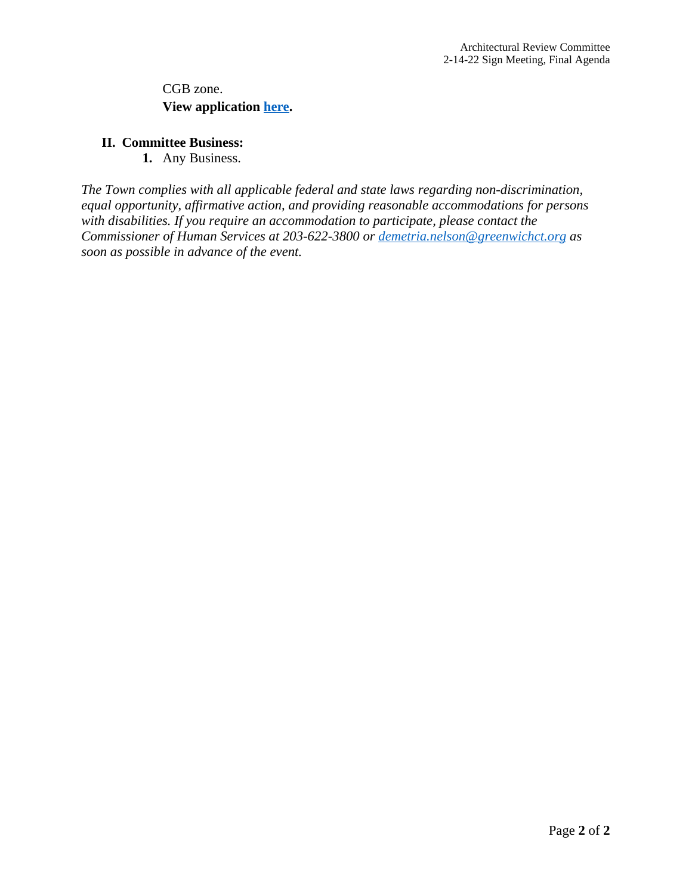CGB zone.
**View application here.**

## II. Committee Business:

1. Any Business.

*The Town complies with all applicable federal and state laws regarding non-discrimination, equal opportunity, affirmative action, and providing reasonable accommodations for persons with disabilities. If you require an accommodation to participate, please contact the Commissioner of Human Services at 203-622-3800 or demetria.nelson@greenwichct.org as soon as possible in advance of the event.*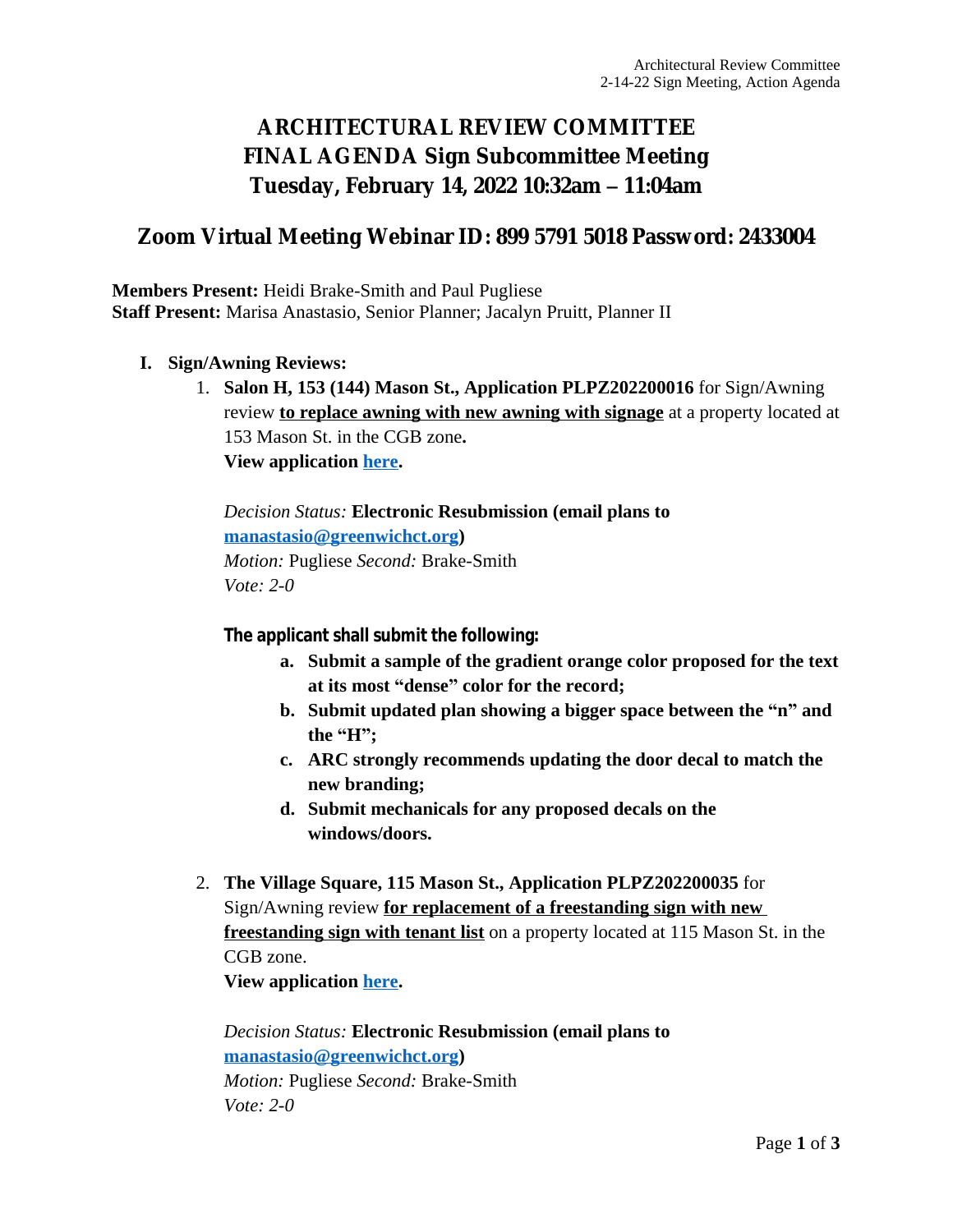# ARCHITECTURAL REVIEW COMMITTEE
# FINAL AGENDA Sign Subcommittee Meeting
# Tuesday, February 14, 2022 10:32am – 11:04am

## Zoom Virtual Meeting Webinar ID: 899 5791 5018 Password: 2433004

**Members Present:** Heidi Brake-Smith and Paul Pugliese
**Staff Present:** Marisa Anastasio, Senior Planner; Jacalyn Pruitt, Planner II

**I. Sign/Awning Reviews:**

1. **Salon H, 153 (144) Mason St., Application PLPZ202200016** for Sign/Awning review **to replace awning with new awning with signage** at a property located at 153 Mason St. in the CGB zone**.**
   **View application here.**

   *Decision Status:* **Electronic Resubmission (email plans to manastasio@greenwichct.org)**
   *Motion:* Pugliese *Second:* Brake-Smith
   *Vote: 2-0*

   **The applicant shall submit the following:**

   a. **Submit a sample of the gradient orange color proposed for the text at its most "dense" color for the record;**
   b. **Submit updated plan showing a bigger space between the "n" and the "H";**
   c. **ARC strongly recommends updating the door decal to match the new branding;**
   d. **Submit mechanicals for any proposed decals on the windows/doors.**

2. **The Village Square, 115 Mason St., Application PLPZ202200035** for Sign/Awning review **for replacement of a freestanding sign with new freestanding sign with tenant list** on a property located at 115 Mason St. in the CGB zone.
   **View application here.**

   *Decision Status:* **Electronic Resubmission (email plans to manastasio@greenwichct.org)**
   *Motion:* Pugliese *Second:* Brake-Smith
   *Vote: 2-0*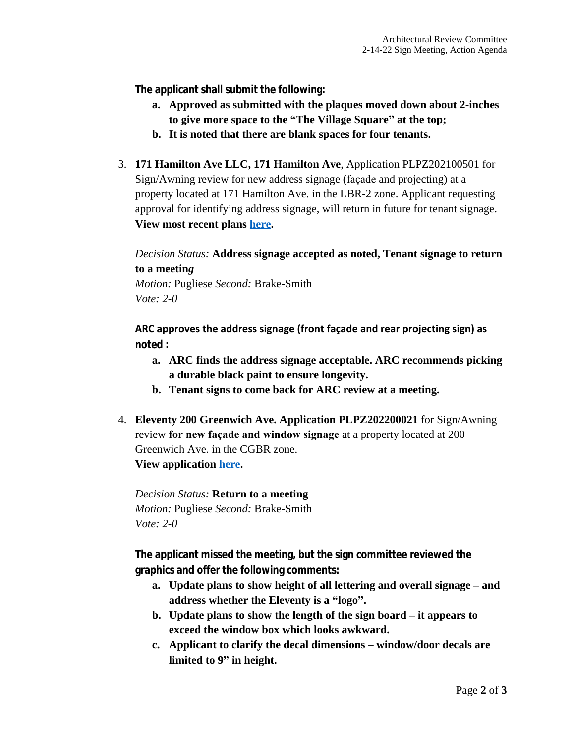**The applicant shall submit the following:**

a. **Approved as submitted with the plaques moved down about 2-inches to give more space to the "The Village Square" at the top;**
b. **It is noted that there are blank spaces for four tenants.**

3. **171 Hamilton Ave LLC, 171 Hamilton Ave**, Application PLPZ202100501 for Sign/Awning review for new address signage (façade and projecting) at a property located at 171 Hamilton Ave. in the LBR-2 zone. Applicant requesting approval for identifying address signage, will return in future for tenant signage. **View most recent plans [here](here).**

   *Decision Status:* **Address signage accepted as noted, Tenant signage to return to a meeting**
   *Motion:* Pugliese *Second:* Brake-Smith
   *Vote: 2-0*

   **ARC approves the address signage (front façade and rear projecting sign) as noted :**

   a. **ARC finds the address signage acceptable. ARC recommends picking a durable black paint to ensure longevity.**
   b. **Tenant signs to come back for ARC review at a meeting.**

4. **Eleventy 200 Greenwich Ave. Application PLPZ202200021** for Sign/Awning review **for new façade and window signage** at a property located at 200 Greenwich Ave. in the CGBR zone.
   **View application [here](here).**

   *Decision Status:* **Return to a meeting**
   *Motion:* Pugliese *Second:* Brake-Smith
   *Vote: 2-0*

   **The applicant missed the meeting, but the sign committee reviewed the graphics and offer the following comments:**

   a. **Update plans to show height of all lettering and overall signage – and address whether the Eleventy is a "logo".**
   b. **Update plans to show the length of the sign board – it appears to exceed the window box which looks awkward.**
   c. **Applicant to clarify the decal dimensions – window/door decals are limited to 9" in height.**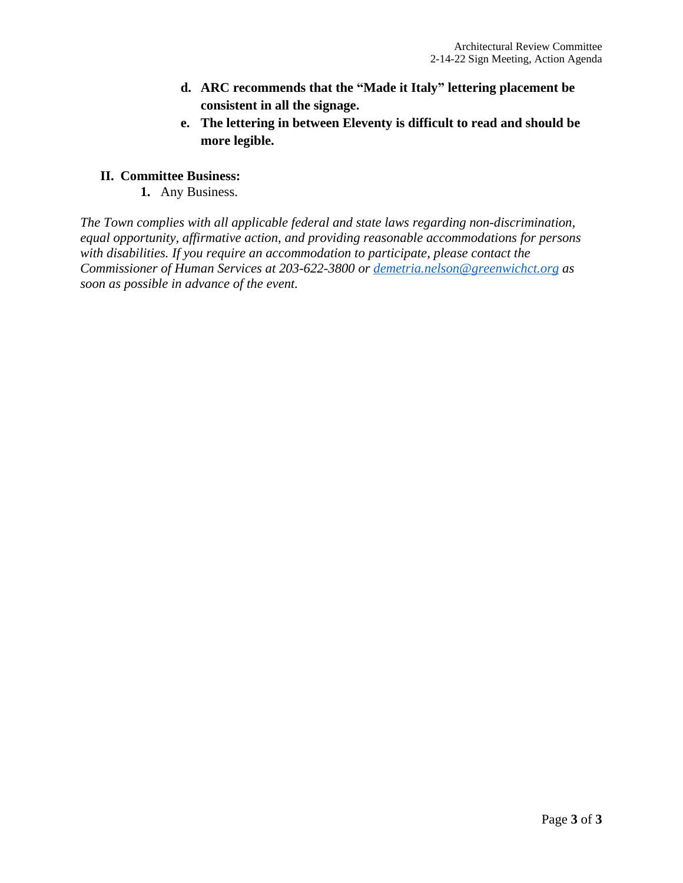d. **ARC recommends that the "Made it Italy" lettering placement be consistent in all the signage.**
e. **The lettering in between Eleventy is difficult to read and should be more legible.**

## II. Committee Business:

1. Any Business.

*The Town complies with all applicable federal and state laws regarding non-discrimination, equal opportunity, affirmative action, and providing reasonable accommodations for persons with disabilities. If you require an accommodation to participate, please contact the Commissioner of Human Services at 203-622-3800 or [demetria.nelson@greenwichct.org](mailto:demetria.nelson@greenwichct.org) as soon as possible in advance of the event.*